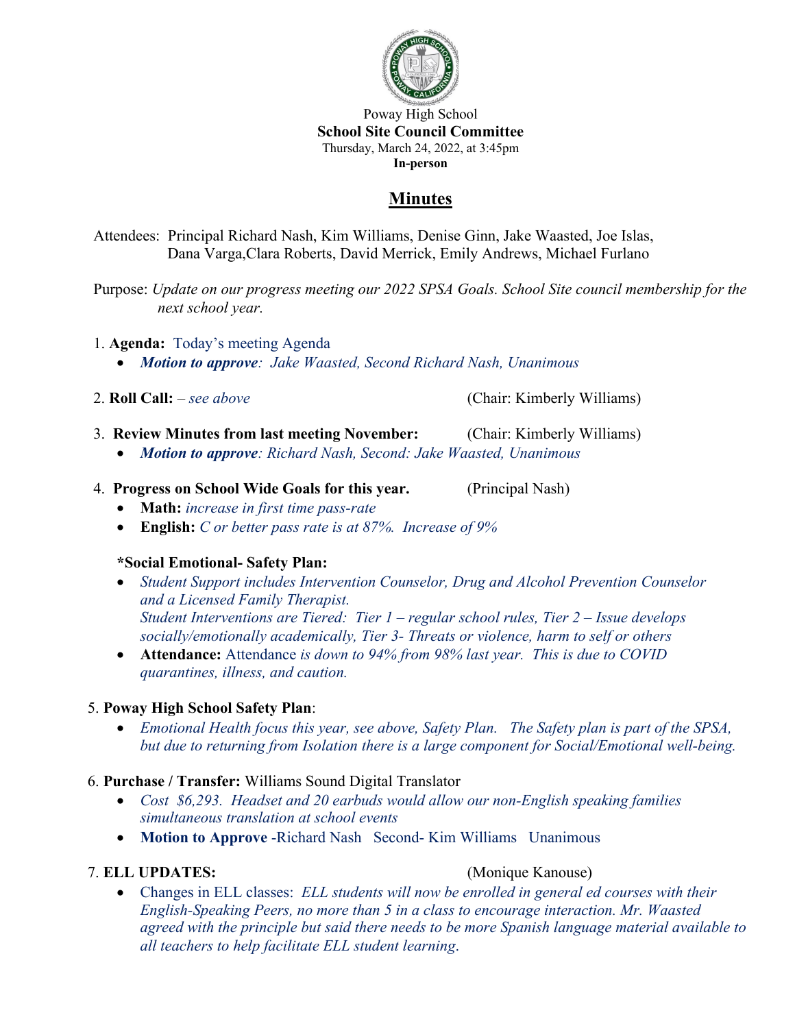Poway High School

**School Site Council Committee**

Thursday, March 24, 2022, at 3:45pm

**In-person**

# Minutes

Attendees: Principal Richard Nash, Kim Williams, Denise Ginn, Jake Waasted, Joe Islas, Dana Varga,Clara Roberts, David Merrick, Emily Andrews, Michael Furlano

Purpose: *Update on our progress meeting our 2022 SPSA Goals. School Site council membership for the next school year.*

1. **Agenda:** Today's meeting Agenda
   - ***Motion to approve****: Jake Waasted, Second Richard Nash, Unanimous*

2. **Roll Call:** *– see above* (Chair: Kimberly Williams)

3. **Review Minutes from last meeting November:** (Chair: Kimberly Williams)
   - ***Motion to approve****: Richard Nash, Second: Jake Waasted, Unanimous*

4. **Progress on School Wide Goals for this year.** (Principal Nash)
   - **Math:** *increase in first time pass-rate*
   - **English:** *C or better pass rate is at 87%. Increase of 9%*

   **\*Social Emotional- Safety Plan:**
   - *Student Support includes Intervention Counselor, Drug and Alcohol Prevention Counselor and a Licensed Family Therapist.*
     *Student Interventions are Tiered: Tier 1 – regular school rules, Tier 2 – Issue develops socially/emotionally academically, Tier 3- Threats or violence, harm to self or others*
   - **Attendance:** Attendance *is down to 94% from 98% last year. This is due to COVID quarantines, illness, and caution.*

5. **Poway High School Safety Plan**:
   - *Emotional Health focus this year, see above, Safety Plan. The Safety plan is part of the SPSA, but due to returning from Isolation there is a large component for Social/Emotional well-being.*

6. **Purchase / Transfer:** Williams Sound Digital Translator
   - *Cost $6,293. Headset and 20 earbuds would allow our non-English speaking families simultaneous translation at school events*
   - **Motion to Approve** -Richard Nash Second- Kim Williams Unanimous

7. **ELL UPDATES:** (Monique Kanouse)
   - Changes in ELL classes: *ELL students will now be enrolled in general ed courses with their English-Speaking Peers, no more than 5 in a class to encourage interaction. Mr. Waasted agreed with the principle but said there needs to be more Spanish language material available to all teachers to help facilitate ELL student learning.*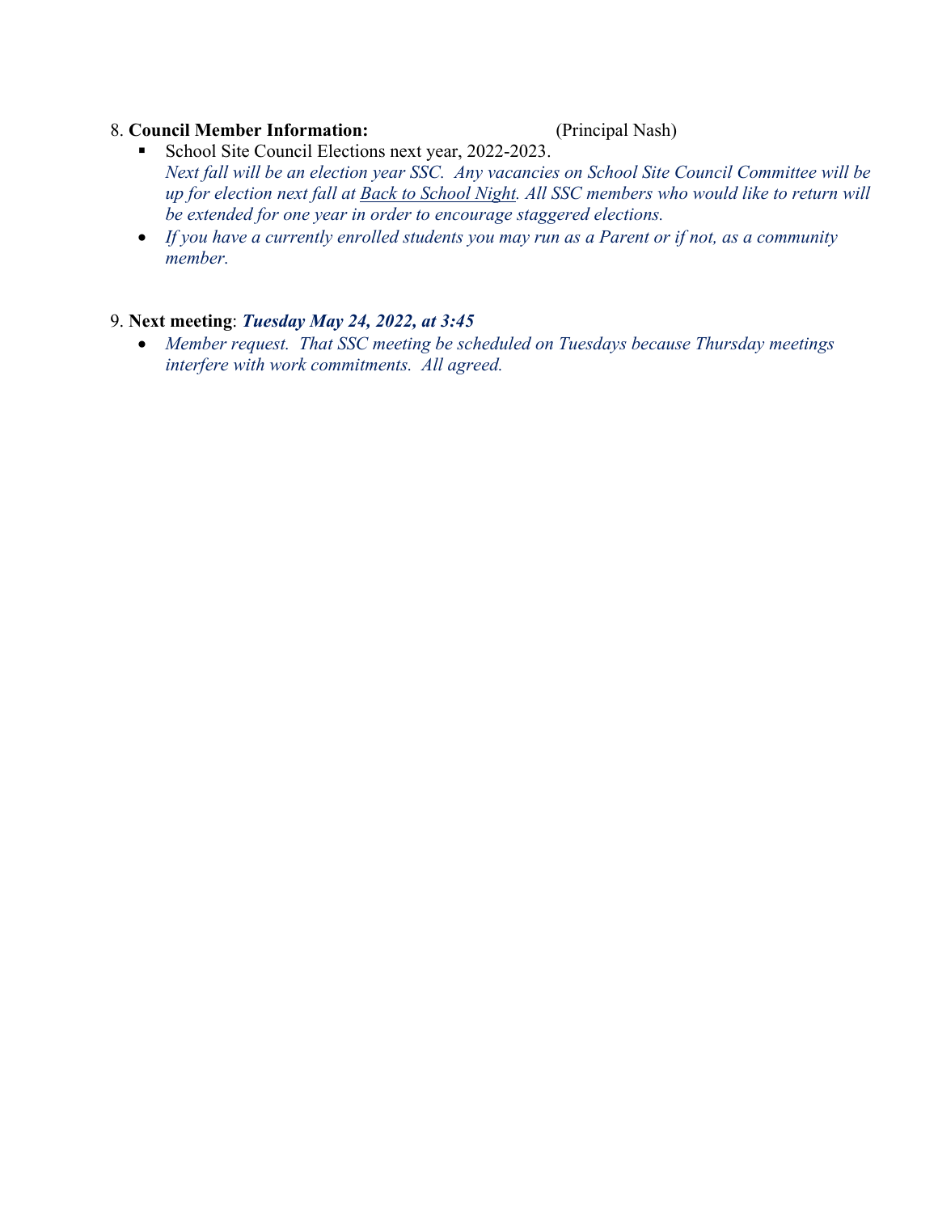8. **Council Member Information:** (Principal Nash)

- School Site Council Elections next year, 2022-2023.
  *Next fall will be an election year SSC. Any vacancies on School Site Council Committee will be up for election next fall at Back to School Night. All SSC members who would like to return will be extended for one year in order to encourage staggered elections.*
- *If you have a currently enrolled students you may run as a Parent or if not, as a community member.*

9. **Next meeting**: ***Tuesday May 24, 2022, at 3:45***

- *Member request. That SSC meeting be scheduled on Tuesdays because Thursday meetings interfere with work commitments. All agreed.*